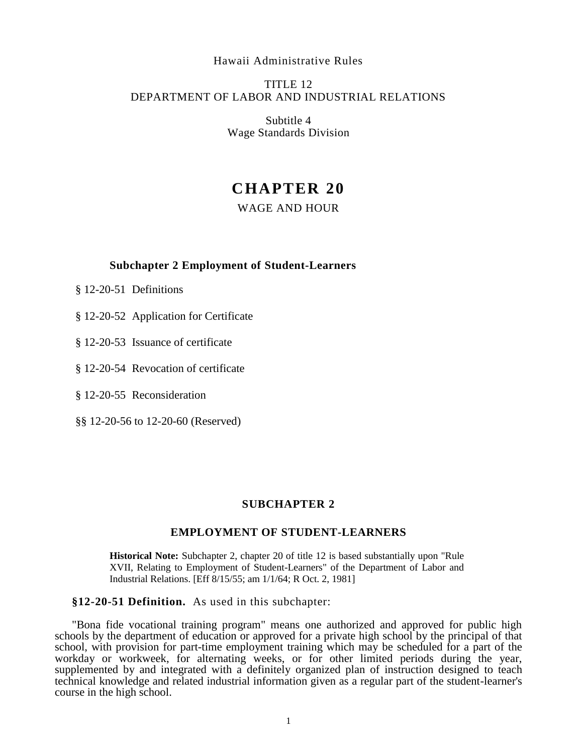Hawaii Administrative Rules

TITLE 12
DEPARTMENT OF LABOR AND INDUSTRIAL RELATIONS

Subtitle 4
Wage Standards Division

# CHAPTER 20

## WAGE AND HOUR

### Subchapter 2 Employment of Student-Learners

§ 12-20-51 Definitions

§ 12-20-52 Application for Certificate

§ 12-20-53 Issuance of certificate

§ 12-20-54 Revocation of certificate

§ 12-20-55 Reconsideration

§§ 12-20-56 to 12-20-60 (Reserved)

## SUBCHAPTER 2

## EMPLOYMENT OF STUDENT-LEARNERS

**Historical Note:** Subchapter 2, chapter 20 of title 12 is based substantially upon "Rule XVII, Relating to Employment of Student-Learners" of the Department of Labor and Industrial Relations. [Eff 8/15/55; am 1/1/64; R Oct. 2, 1981]

**§12-20-51 Definition.** As used in this subchapter:

"Bona fide vocational training program" means one authorized and approved for public high schools by the department of education or approved for a private high school by the principal of that school, with provision for part-time employment training which may be scheduled for a part of the workday or workweek, for alternating weeks, or for other limited periods during the year, supplemented by and integrated with a definitely organized plan of instruction designed to teach technical knowledge and related industrial information given as a regular part of the student-learner's course in the high school.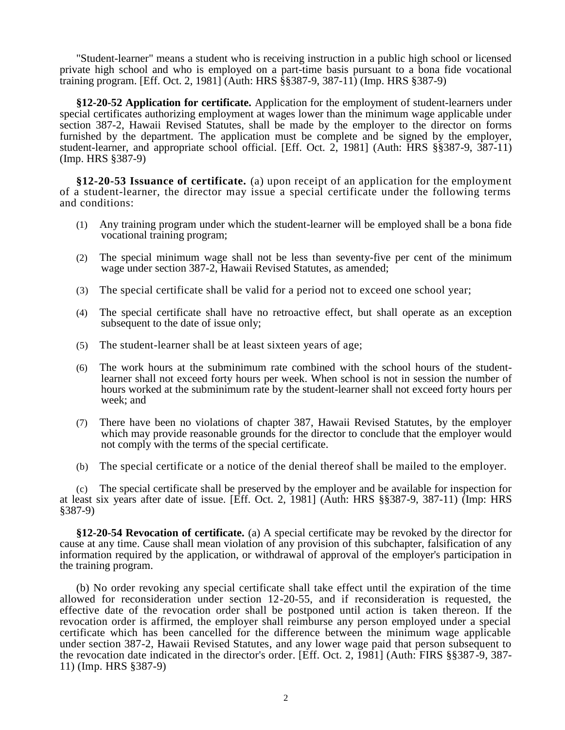"Student-learner" means a student who is receiving instruction in a public high school or licensed private high school and who is employed on a part-time basis pursuant to a bona fide vocational training program. [Eff. Oct. 2, 1981] (Auth: HRS §§387-9, 387-11) (Imp. HRS §387-9)

**§12-20-52 Application for certificate.** Application for the employment of student-learners under special certificates authorizing employment at wages lower than the minimum wage applicable under section 387-2, Hawaii Revised Statutes, shall be made by the employer to the director on forms furnished by the department. The application must be complete and be signed by the employer, student-learner, and appropriate school official. [Eff. Oct. 2, 1981] (Auth: HRS §§387-9, 387-11) (Imp. HRS §387-9)

**§12-20-53 Issuance of certificate.** (a) upon receipt of an application for the employment of a student-learner, the director may issue a special certificate under the following terms and conditions:

(1) Any training program under which the student-learner will be employed shall be a bona fide vocational training program;

(2) The special minimum wage shall not be less than seventy-five per cent of the minimum wage under section 387-2, Hawaii Revised Statutes, as amended;

(3) The special certificate shall be valid for a period not to exceed one school year;

(4) The special certificate shall have no retroactive effect, but shall operate as an exception subsequent to the date of issue only;

(5) The student-learner shall be at least sixteen years of age;

(6) The work hours at the subminimum rate combined with the school hours of the student-learner shall not exceed forty hours per week. When school is not in session the number of hours worked at the subminimum rate by the student-learner shall not exceed forty hours per week; and

(7) There have been no violations of chapter 387, Hawaii Revised Statutes, by the employer which may provide reasonable grounds for the director to conclude that the employer would not comply with the terms of the special certificate.

(b) The special certificate or a notice of the denial thereof shall be mailed to the employer.

(c) The special certificate shall be preserved by the employer and be available for inspection for at least six years after date of issue. [Eff. Oct. 2, 1981] (Auth: HRS §§387-9, 387-11) (Imp: HRS §387-9)

**§12-20-54 Revocation of certificate.** (a) A special certificate may be revoked by the director for cause at any time. Cause shall mean violation of any provision of this subchapter, falsification of any information required by the application, or withdrawal of approval of the employer's participation in the training program.

(b) No order revoking any special certificate shall take effect until the expiration of the time allowed for reconsideration under section 12-20-55, and if reconsideration is requested, the effective date of the revocation order shall be postponed until action is taken thereon. If the revocation order is affirmed, the employer shall reimburse any person employed under a special certificate which has been cancelled for the difference between the minimum wage applicable under section 387-2, Hawaii Revised Statutes, and any lower wage paid that person subsequent to the revocation date indicated in the director's order. [Eff. Oct. 2, 1981] (Auth: FIRS §§387-9, 387-11) (Imp. HRS §387-9)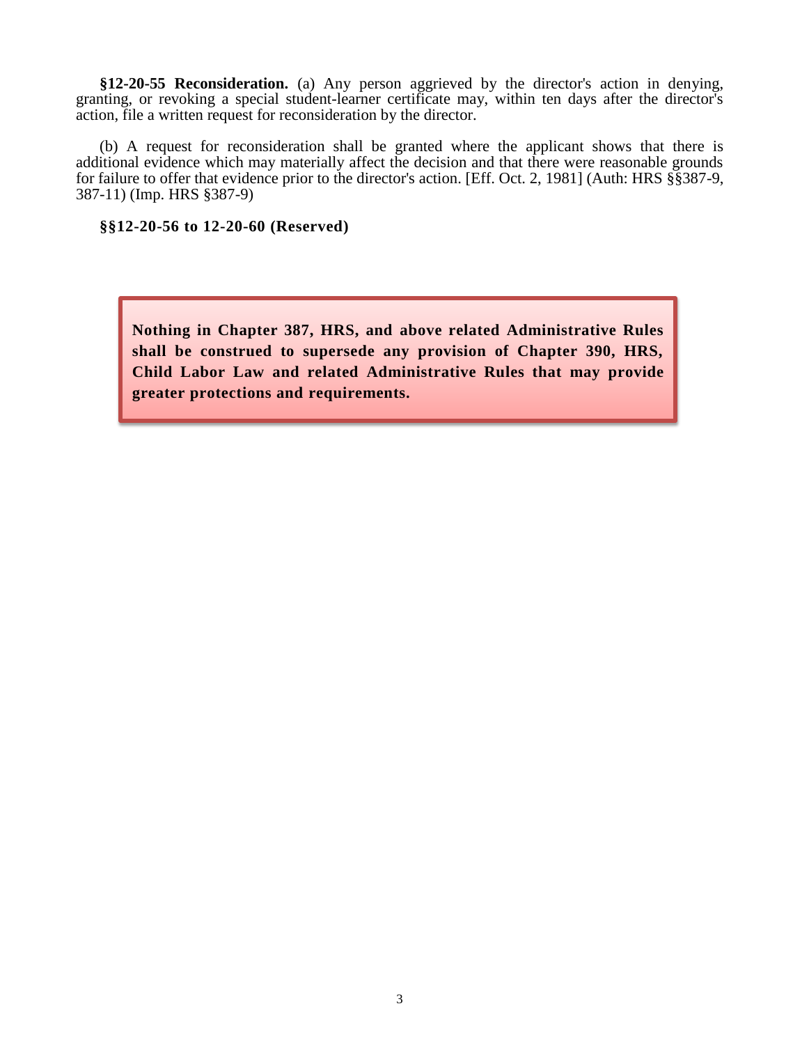**§12-20-55 Reconsideration.** (a) Any person aggrieved by the director's action in denying, granting, or revoking a special student-learner certificate may, within ten days after the director's action, file a written request for reconsideration by the director.

(b) A request for reconsideration shall be granted where the applicant shows that there is additional evidence which may materially affect the decision and that there were reasonable grounds for failure to offer that evidence prior to the director's action. [Eff. Oct. 2, 1981] (Auth: HRS §§387-9, 387-11) (Imp. HRS §387-9)

**§§12-20-56 to 12-20-60 (Reserved)**

**Nothing in Chapter 387, HRS, and above related Administrative Rules shall be construed to supersede any provision of Chapter 390, HRS, Child Labor Law and related Administrative Rules that may provide greater protections and requirements.**